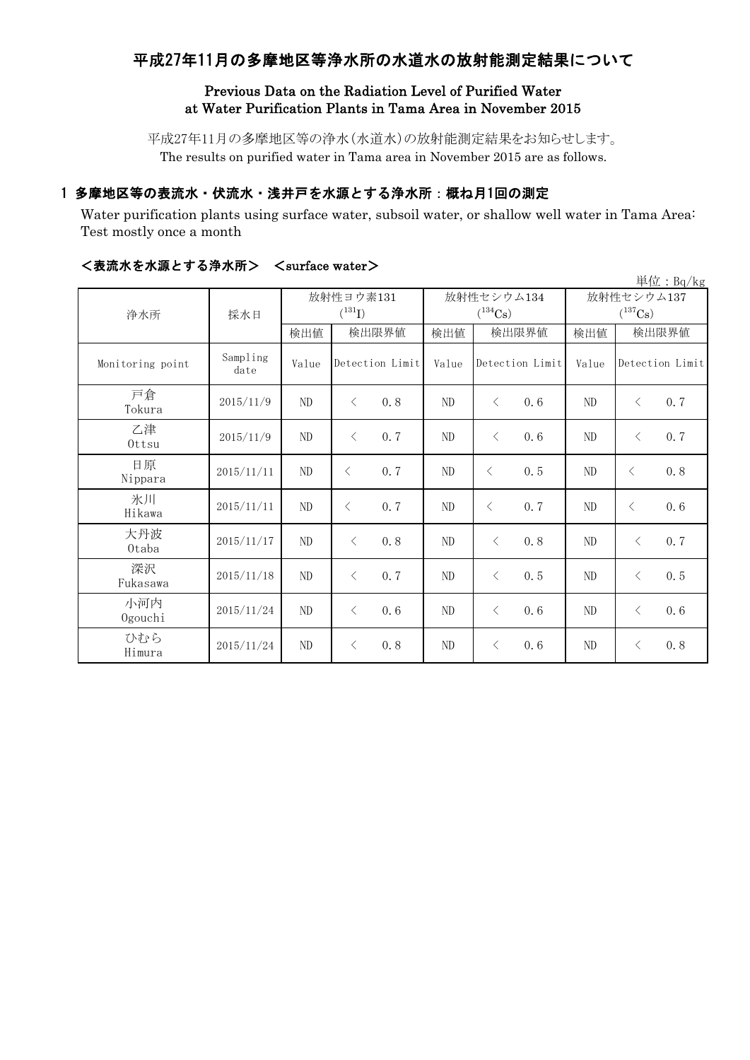# 平成27年11月の多摩地区等浄水所の水道水の放射能測定結果について

**Previous Data on the Radiation Level of Purified Water at Water Purification Plants in Tama Area in November 2015**

平成27年11月の多摩地区等の浄水(水道水)の放射能測定結果をお知らせします。
The results on purified water in Tama area in November 2015 are as follows.

## 1 多摩地区等の表流水・伏流水・浅井戸を水源とする浄水所：概ね月1回の測定

Water purification plants using surface water, subsoil water, or shallow well water in Tama Area: Test mostly once a month

### ＜表流水を水源とする浄水所＞ ＜surface water＞

単位：Bq/kg

| 浄水所 | 採水日 | 放射性ヨウ素131 ($^{131}I$) | | 放射性セシウム134 ($^{134}Cs$) | | 放射性セシウム137 ($^{137}Cs$) | |
|---|---|---|---|---|---|---|---|
| | | 検出値 | 検出限界値 | 検出値 | 検出限界値 | 検出値 | 検出限界値 |
| Monitoring point | Sampling date | Value | Detection Limit | Value | Detection Limit | Value | Detection Limit |
| 戸倉 Tokura | 2015/11/9 | ND | ＜ 0.8 | ND | ＜ 0.6 | ND | ＜ 0.7 |
| 乙津 Ottsu | 2015/11/9 | ND | ＜ 0.7 | ND | ＜ 0.6 | ND | ＜ 0.7 |
| 日原 Nippara | 2015/11/11 | ND | ＜ 0.7 | ND | ＜ 0.5 | ND | ＜ 0.8 |
| 氷川 Hikawa | 2015/11/11 | ND | ＜ 0.7 | ND | ＜ 0.7 | ND | ＜ 0.6 |
| 大丹波 Otaba | 2015/11/17 | ND | ＜ 0.8 | ND | ＜ 0.8 | ND | ＜ 0.7 |
| 深沢 Fukasawa | 2015/11/18 | ND | ＜ 0.7 | ND | ＜ 0.5 | ND | ＜ 0.5 |
| 小河内 Ogouchi | 2015/11/24 | ND | ＜ 0.6 | ND | ＜ 0.6 | ND | ＜ 0.6 |
| ひむら Himura | 2015/11/24 | ND | ＜ 0.8 | ND | ＜ 0.6 | ND | ＜ 0.8 |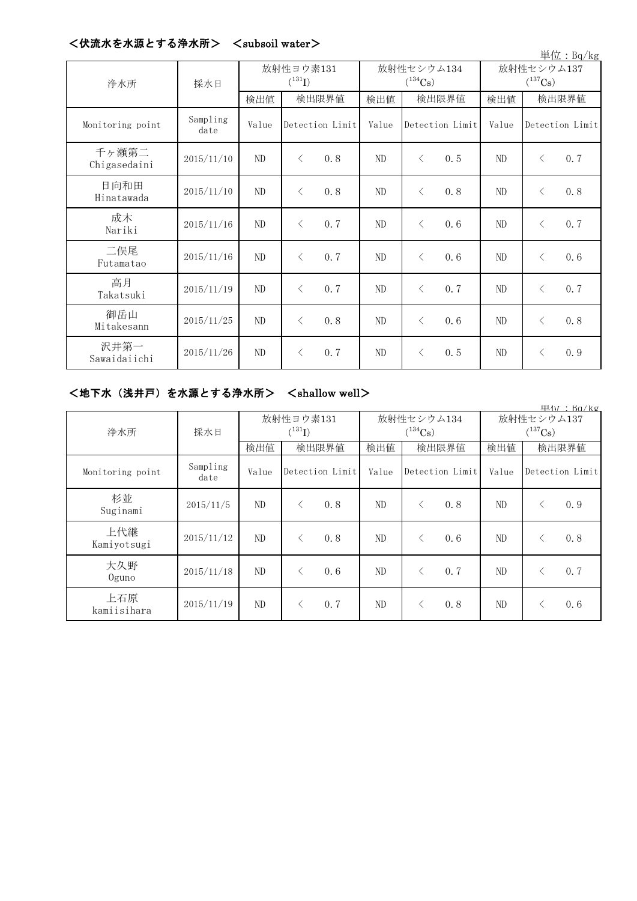## ＜伏流水を水源とする浄水所＞　＜subsoil water＞

単位：Bq/kg

| 浄水所 | 採水日 | 放射性ヨウ素131 ($^{131}I$) | | 放射性セシウム134 ($^{134}Cs$) | | 放射性セシウム137 ($^{137}Cs$) | |
|---|---|---|---|---|---|---|---|
| | | 検出値 | 検出限界値 | 検出値 | 検出限界値 | 検出値 | 検出限界値 |
| Monitoring point | Sampling date | Value | Detection Limit | Value | Detection Limit | Value | Detection Limit |
| 千ヶ瀬第二 Chigasedaini | 2015/11/10 | ND | ＜　0.8 | ND | ＜　0.5 | ND | ＜　0.7 |
| 日向和田 Hinatawada | 2015/11/10 | ND | ＜　0.8 | ND | ＜　0.8 | ND | ＜　0.8 |
| 成木 Nariki | 2015/11/16 | ND | ＜　0.7 | ND | ＜　0.6 | ND | ＜　0.7 |
| 二俣尾 Futamatao | 2015/11/16 | ND | ＜　0.7 | ND | ＜　0.6 | ND | ＜　0.6 |
| 高月 Takatsuki | 2015/11/19 | ND | ＜　0.7 | ND | ＜　0.7 | ND | ＜　0.7 |
| 御岳山 Mitakesann | 2015/11/25 | ND | ＜　0.8 | ND | ＜　0.6 | ND | ＜　0.8 |
| 沢井第一 Sawaidaiichi | 2015/11/26 | ND | ＜　0.7 | ND | ＜　0.5 | ND | ＜　0.9 |

## ＜地下水（浅井戸）を水源とする浄水所＞　＜shallow well＞

単位：Bq/kg

| 浄水所 | 採水日 | 放射性ヨウ素131 ($^{131}I$) | | 放射性セシウム134 ($^{134}Cs$) | | 放射性セシウム137 ($^{137}Cs$) | |
|---|---|---|---|---|---|---|---|
| | | 検出値 | 検出限界値 | 検出値 | 検出限界値 | 検出値 | 検出限界値 |
| Monitoring point | Sampling date | Value | Detection Limit | Value | Detection Limit | Value | Detection Limit |
| 杉並 Suginami | 2015/11/5 | ND | ＜　0.8 | ND | ＜　0.8 | ND | ＜　0.9 |
| 上代継 Kamiyotsugi | 2015/11/12 | ND | ＜　0.8 | ND | ＜　0.6 | ND | ＜　0.8 |
| 大久野 Oguno | 2015/11/18 | ND | ＜　0.6 | ND | ＜　0.7 | ND | ＜　0.7 |
| 上石原 kamiisihara | 2015/11/19 | ND | ＜　0.7 | ND | ＜　0.8 | ND | ＜　0.6 |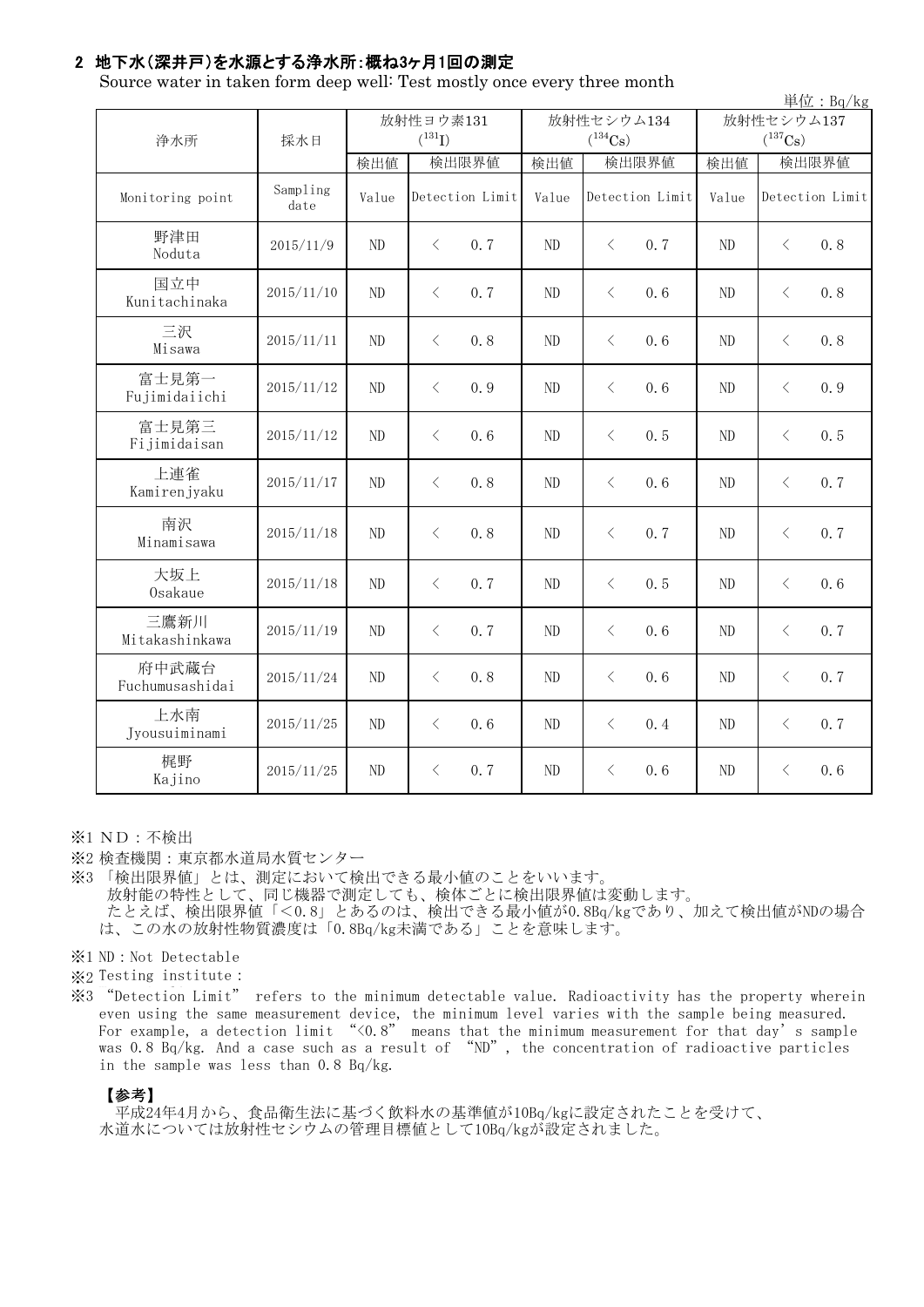## 2 地下水(深井戸)を水源とする浄水所:概ね3ヶ月1回の測定

Source water in taken form deep well: Test mostly once every three month

単位：Bq/kg

| 浄水所 | 採水日 | 放射性ヨウ素131 ($^{131}I$) | | | 放射性セシウム134 ($^{134}Cs$) | | | 放射性セシウム137 ($^{137}Cs$) | | |
|---|---|---|---|---|---|---|---|---|---|---|
| | | 検出値 | 検出限界値 | | 検出値 | 検出限界値 | | 検出値 | 検出限界値 | |
| Monitoring point | Sampling date | Value | Detection Limit | | Value | Detection Limit | | Value | Detection Limit | |
| 野津田 Noduta | 2015/11/9 | ND | < | 0.7 | ND | < | 0.7 | ND | < | 0.8 |
| 国立中 Kunitachinaka | 2015/11/10 | ND | < | 0.7 | ND | < | 0.6 | ND | < | 0.8 |
| 三沢 Misawa | 2015/11/11 | ND | < | 0.8 | ND | < | 0.6 | ND | < | 0.8 |
| 富士見第一 Fujimidaiichi | 2015/11/12 | ND | < | 0.9 | ND | < | 0.6 | ND | < | 0.9 |
| 富士見第三 Fijimidaisan | 2015/11/12 | ND | < | 0.6 | ND | < | 0.5 | ND | < | 0.5 |
| 上連雀 Kamirenjyaku | 2015/11/17 | ND | < | 0.8 | ND | < | 0.6 | ND | < | 0.7 |
| 南沢 Minamisawa | 2015/11/18 | ND | < | 0.8 | ND | < | 0.7 | ND | < | 0.7 |
| 大坂上 Osakaue | 2015/11/18 | ND | < | 0.7 | ND | < | 0.5 | ND | < | 0.6 |
| 三鷹新川 Mitakashinkawa | 2015/11/19 | ND | < | 0.7 | ND | < | 0.6 | ND | < | 0.7 |
| 府中武蔵台 Fuchumusashidai | 2015/11/24 | ND | < | 0.8 | ND | < | 0.6 | ND | < | 0.7 |
| 上水南 Jyousuiminami | 2015/11/25 | ND | < | 0.6 | ND | < | 0.4 | ND | < | 0.7 |
| 梶野 Kajino | 2015/11/25 | ND | < | 0.7 | ND | < | 0.6 | ND | < | 0.6 |

※1 ＮＤ：不検出

※2 検査機関：東京都水道局水質センター

※3 「検出限界値」とは、測定において検出できる最小値のことをいいます。
放射能の特性として、同じ機器で測定しても、検体ごとに検出限界値は変動します。
たとえば、検出限界値「<0.8」とあるのは、検出できる最小値が0.8Bq/kgであり、加えて検出値がNDの場合は、この水の放射性物質濃度は「0.8Bq/kg未満である」ことを意味します。

※1 ND：Not Detectable

※2 Testing institute：

※3 "Detection Limit" refers to the minimum detectable value. Radioactivity has the property wherein even using the same measurement device, the minimum level varies with the sample being measured. For example, a detection limit "<0.8" means that the minimum measurement for that day's sample was 0.8 Bq/kg. And a case such as a result of "ND", the concentration of radioactive particles in the sample was less than 0.8 Bq/kg.

**【参考】**

平成24年4月から、食品衛生法に基づく飲料水の基準値が10Bq/kgに設定されたことを受けて、水道水については放射性セシウムの管理目標値として10Bq/kgが設定されました。